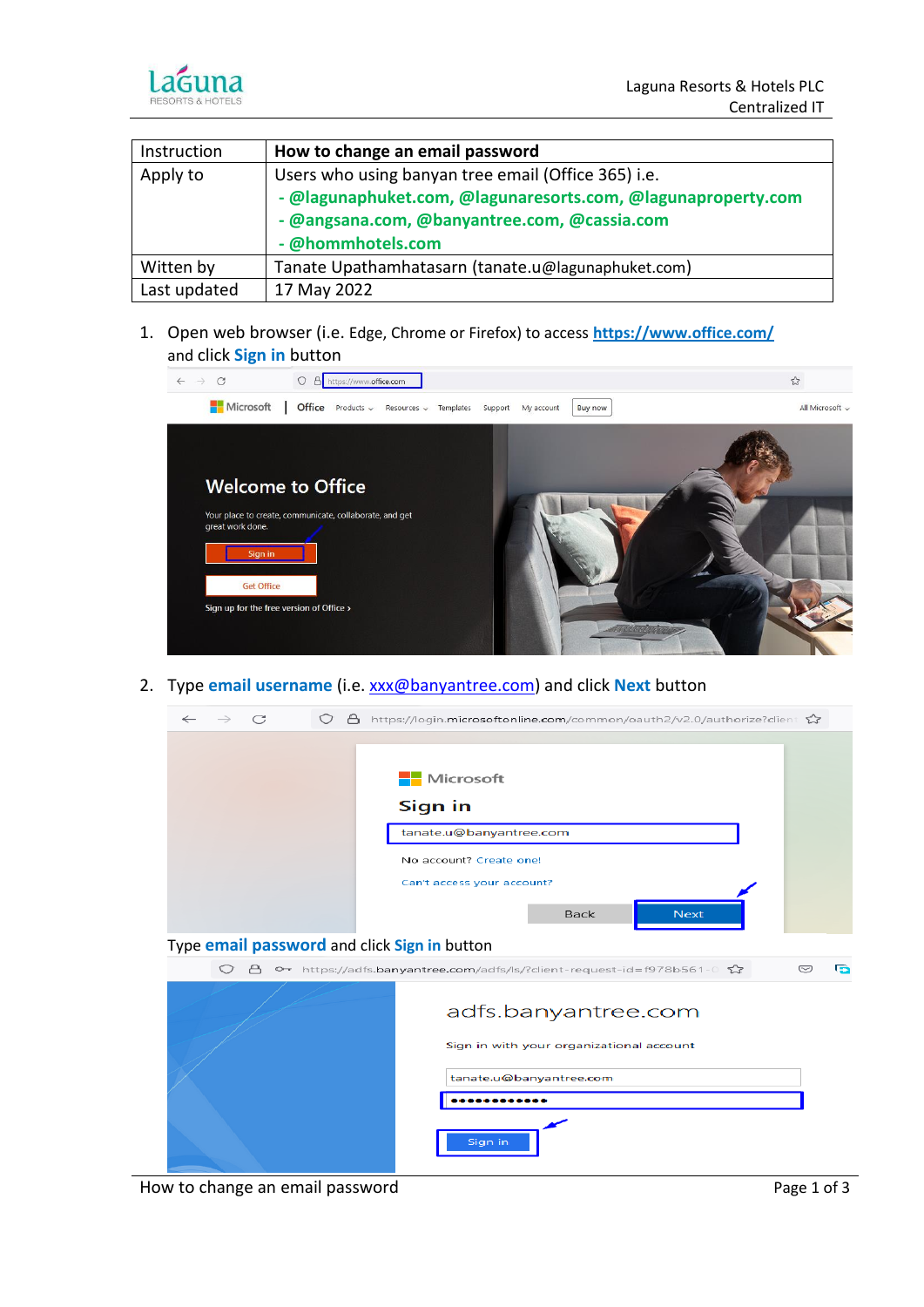| Instruction | How to change an email password |
|---|---|
| Apply to | Users who using banyan tree email (Office 365) i.e.<br>- @lagunaphuket.com, @lagunaresorts.com, @lagunaproperty.com<br>- @angsana.com, @banyantree.com, @cassia.com<br>- @hommhotels.com |
| Witten by | Tanate Upathamhatasarn (tanate.u@lagunaphuket.com) |
| Last updated | 17 May 2022 |

1. Open web browser (i.e. Edge, Chrome or Firefox) to access [https://www.office.com/](https://www.office.com/) and click **Sign in** button

2. Type **email username** (i.e. xxx@banyantree.com) and click **Next** button

   Type **email password** and click **Sign in** button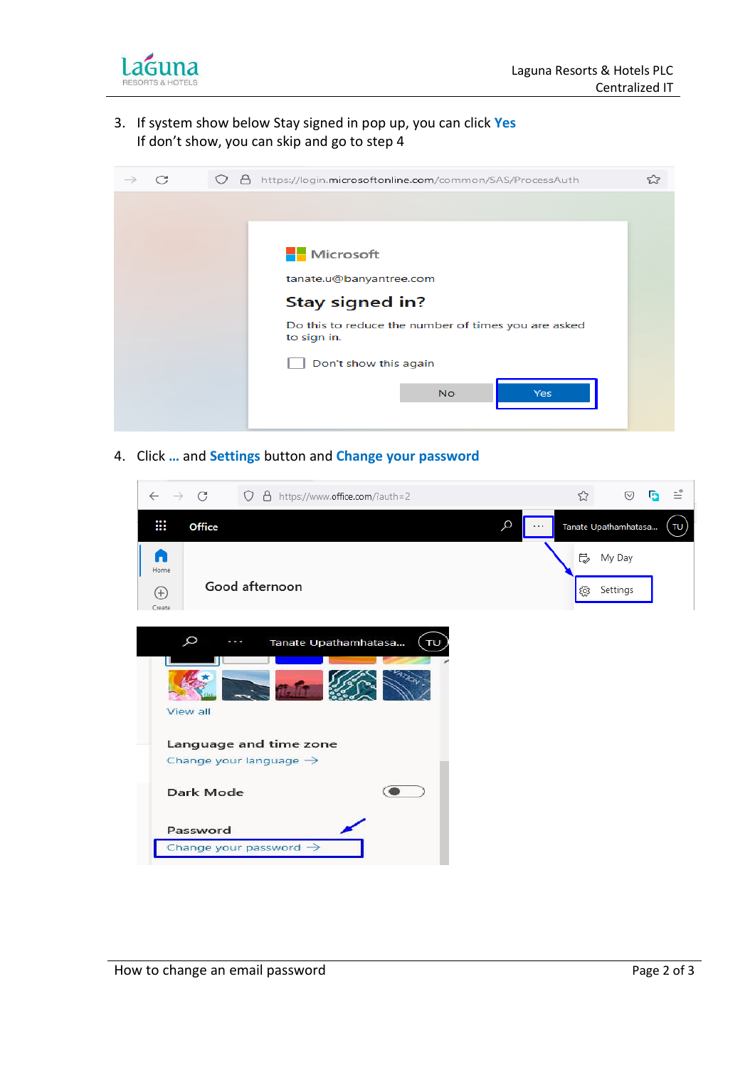3. If system show below Stay signed in pop up, you can click **Yes**
   If don't show, you can skip and go to step 4

4. Click **...** and **Settings** button and **Change your password**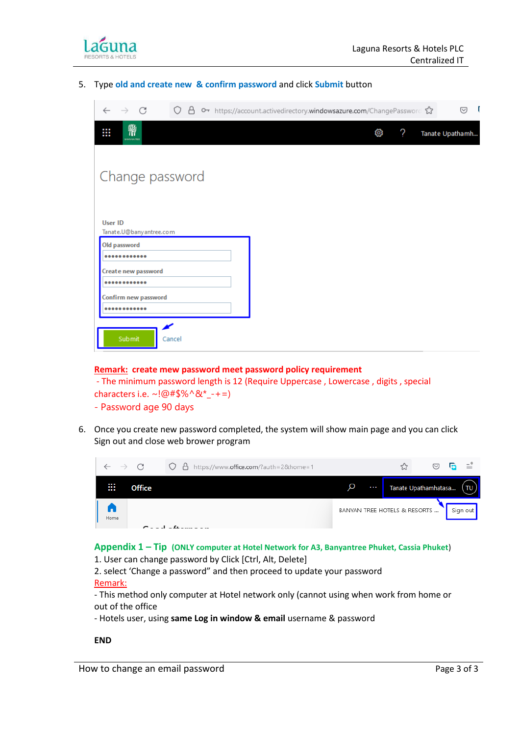5. Type **old and create new & confirm password** and click **Submit** button

**Remark: create mew password meet password policy requirement**

- The minimum password length is 12 (Require Uppercase , Lowercase , digits , special characters i.e. ~!@#$%^&*_-+=)
- Password age 90 days

6. Once you create new password completed, the system will show main page and you can click Sign out and close web brower program

## Appendix 1 – Tip (ONLY computer at Hotel Network for A3, Banyantree Phuket, Cassia Phuket)

1. User can change password by Click [Ctrl, Alt, Delete]
2. select 'Change a password" and then proceed to update your password

Remark:

- This method only computer at Hotel network only (cannot using when work from home or out of the office
- Hotels user, using **same Log in window & email** username & password

**END**